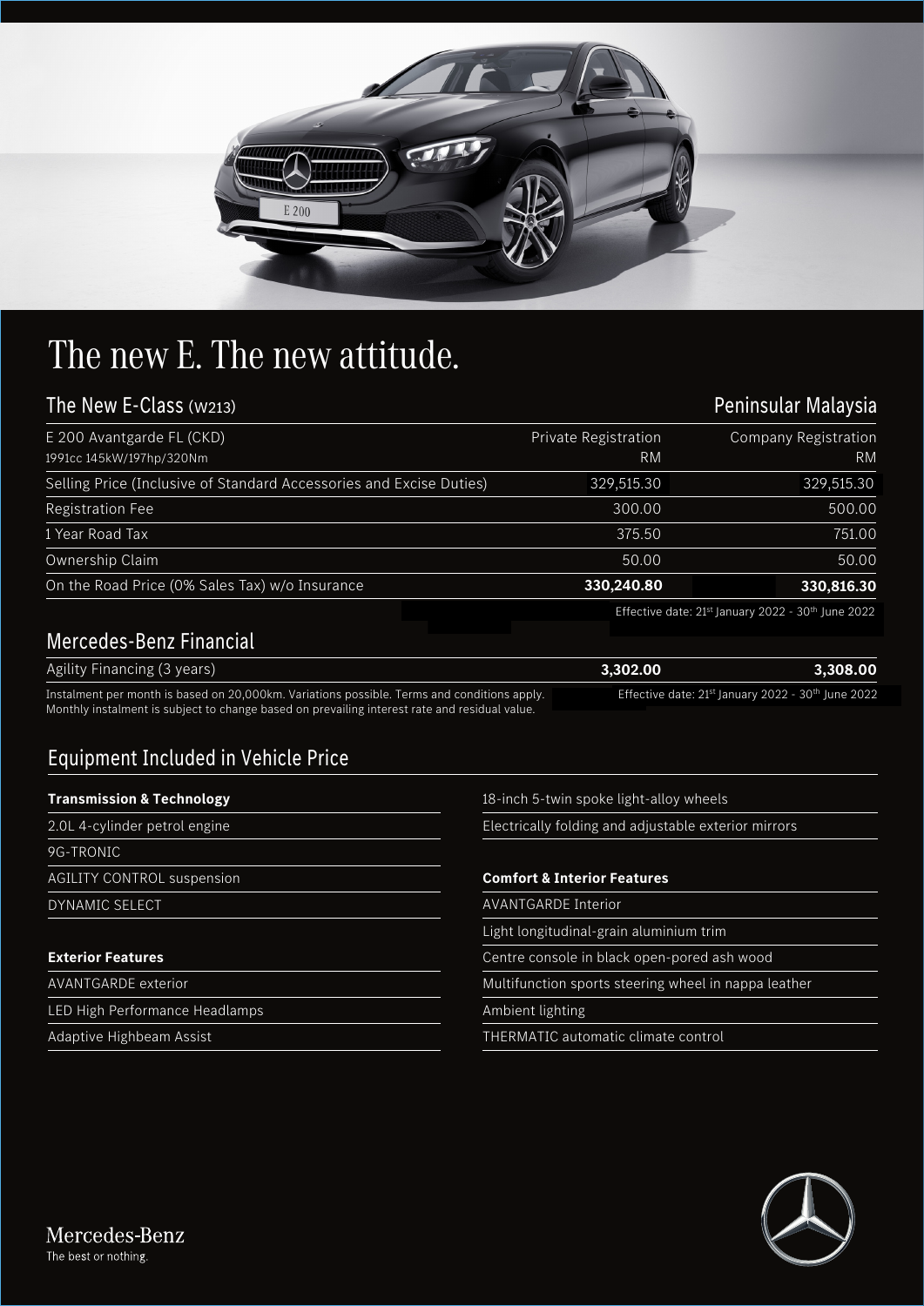# The new E. The new attitude.

| The New E-Class (W213) | | Peninsular Malaysia |
| --- | --- | --- |
| E 200 Avantgarde FL (CKD)<br>1991cc 145kW/197hp/320Nm | Private Registration<br>RM | Company Registration<br>RM |
| Selling Price (Inclusive of Standard Accessories and Excise Duties) | 329,515.30 | 329,515.30 |
| Registration Fee | 300.00 | 500.00 |
| 1 Year Road Tax | 375.50 | 751.00 |
| Ownership Claim | 50.00 | 50.00 |
| On the Road Price (0% Sales Tax) w/o Insurance | **330,240.80** | **330,816.30** |

Effective date: 21st January 2022 - 30th June 2022

## Mercedes-Benz Financial

| | Private Registration | Company Registration |
| --- | --- | --- |
| Agility Financing (3 years) | **3,302.00** | **3,308.00** |

Instalment per month is based on 20,000km. Variations possible. Terms and conditions apply. Monthly instalment is subject to change based on prevailing interest rate and residual value.

Effective date: 21st January 2022 - 30th June 2022

## Equipment Included in Vehicle Price

**Transmission & Technology**

- 2.0L 4-cylinder petrol engine
- 9G-TRONIC
- AGILITY CONTROL suspension
- DYNAMIC SELECT

**Exterior Features**

- AVANTGARDE exterior
- LED High Performance Headlamps
- Adaptive Highbeam Assist
- 18-inch 5-twin spoke light-alloy wheels
- Electrically folding and adjustable exterior mirrors

**Comfort & Interior Features**

- AVANTGARDE Interior
- Light longitudinal-grain aluminium trim
- Centre console in black open-pored ash wood
- Multifunction sports steering wheel in nappa leather
- Ambient lighting
- THERMATIC automatic climate control

Mercedes-Benz
The best or nothing.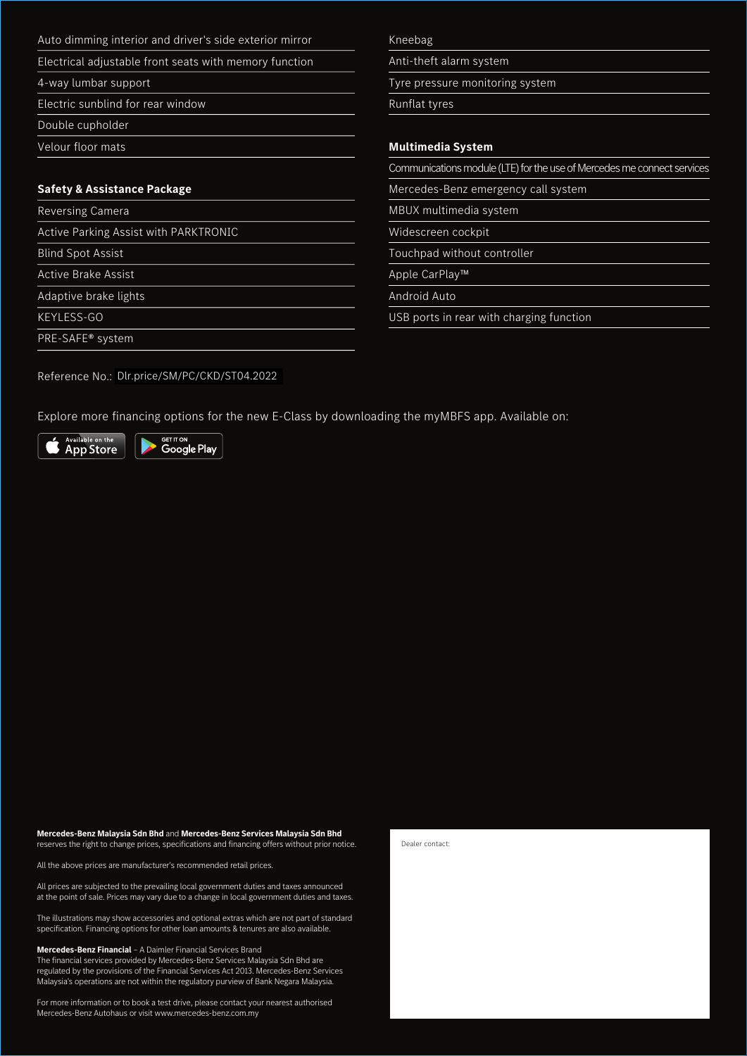- Auto dimming interior and driver's side exterior mirror
- Electrical adjustable front seats with memory function
- 4-way lumbar support
- Electric sunblind for rear window
- Double cupholder
- Velour floor mats

**Safety & Assistance Package**

- Reversing Camera
- Active Parking Assist with PARKTRONIC
- Blind Spot Assist
- Active Brake Assist
- Adaptive brake lights
- KEYLESS-GO
- PRE-SAFE® system
- Kneebag
- Anti-theft alarm system
- Tyre pressure monitoring system
- Runflat tyres

**Multimedia System**

- Communications module (LTE) for the use of Mercedes me connect services
- Mercedes-Benz emergency call system
- MBUX multimedia system
- Widescreen cockpit
- Touchpad without controller
- Apple CarPlay™
- Android Auto
- USB ports in rear with charging function

Reference No.: Dlr.price/SM/PC/CKD/ST04.2022

Explore more financing options for the new E-Class by downloading the myMBFS app. Available on:

Available on the App Store

GET IT ON Google Play

**Mercedes-Benz Malaysia Sdn Bhd** and **Mercedes-Benz Services Malaysia Sdn Bhd** reserves the right to change prices, specifications and financing offers without prior notice.

All the above prices are manufacturer's recommended retail prices.

All prices are subjected to the prevailing local government duties and taxes announced at the point of sale. Prices may vary due to a change in local government duties and taxes.

The illustrations may show accessories and optional extras which are not part of standard specification. Financing options for other loan amounts & tenures are also available.

**Mercedes-Benz Financial** – A Daimler Financial Services Brand
The financial services provided by Mercedes-Benz Services Malaysia Sdn Bhd are regulated by the provisions of the Financial Services Act 2013. Mercedes-Benz Services Malaysia's operations are not within the regulatory purview of Bank Negara Malaysia.

For more information or to book a test drive, please contact your nearest authorised Mercedes-Benz Autohaus or visit www.mercedes-benz.com.my

Dealer contact: